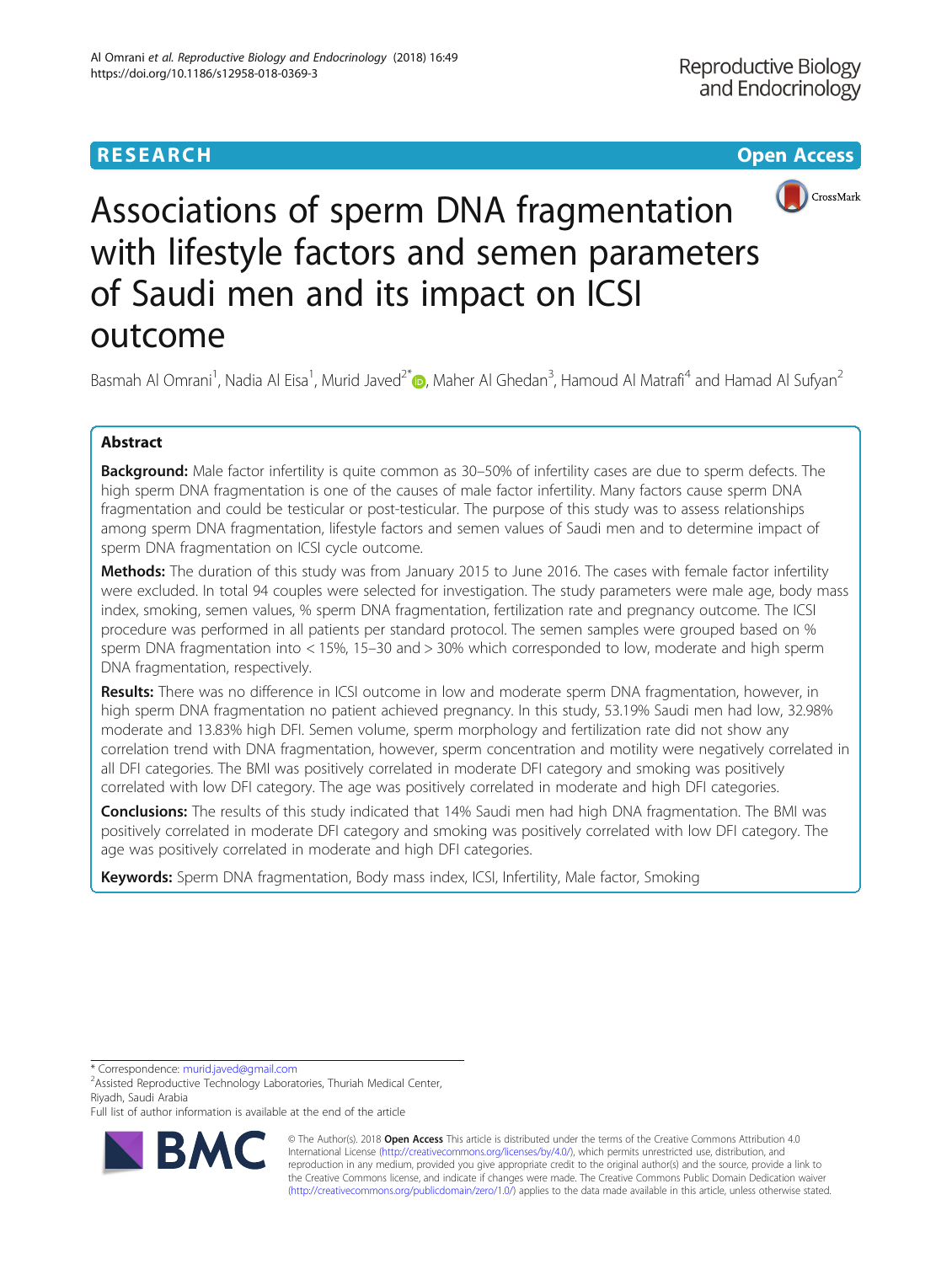RESEARCH Open Access

# Associations of sperm DNA fragmentation with lifestyle factors and semen parameters of Saudi men and its impact on ICSI outcome

Basmah Al Omrani[1], Nadia Al Eisa[1], Murid Javed[2*], Maher Al Ghedan[3], Hamoud Al Matrafi[4] and Hamad Al Sufyan[2]

## Abstract

**Background:** Male factor infertility is quite common as 30–50% of infertility cases are due to sperm defects. The high sperm DNA fragmentation is one of the causes of male factor infertility. Many factors cause sperm DNA fragmentation and could be testicular or post-testicular. The purpose of this study was to assess relationships among sperm DNA fragmentation, lifestyle factors and semen values of Saudi men and to determine impact of sperm DNA fragmentation on ICSI cycle outcome.

**Methods:** The duration of this study was from January 2015 to June 2016. The cases with female factor infertility were excluded. In total 94 couples were selected for investigation. The study parameters were male age, body mass index, smoking, semen values, % sperm DNA fragmentation, fertilization rate and pregnancy outcome. The ICSI procedure was performed in all patients per standard protocol. The semen samples were grouped based on % sperm DNA fragmentation into < 15%, 15–30 and > 30% which corresponded to low, moderate and high sperm DNA fragmentation, respectively.

**Results:** There was no difference in ICSI outcome in low and moderate sperm DNA fragmentation, however, in high sperm DNA fragmentation no patient achieved pregnancy. In this study, 53.19% Saudi men had low, 32.98% moderate and 13.83% high DFI. Semen volume, sperm morphology and fertilization rate did not show any correlation trend with DNA fragmentation, however, sperm concentration and motility were negatively correlated in all DFI categories. The BMI was positively correlated in moderate DFI category and smoking was positively correlated with low DFI category. The age was positively correlated in moderate and high DFI categories.

**Conclusions:** The results of this study indicated that 14% Saudi men had high DNA fragmentation. The BMI was positively correlated in moderate DFI category and smoking was positively correlated with low DFI category. The age was positively correlated in moderate and high DFI categories.

**Keywords:** Sperm DNA fragmentation, Body mass index, ICSI, Infertility, Male factor, Smoking

---

\* Correspondence: murid.javed@gmail.com
[2]Assisted Reproductive Technology Laboratories, Thuriah Medical Center, Riyadh, Saudi Arabia
Full list of author information is available at the end of the article

© The Author(s). 2018 **Open Access** This article is distributed under the terms of the Creative Commons Attribution 4.0 International License (http://creativecommons.org/licenses/by/4.0/), which permits unrestricted use, distribution, and reproduction in any medium, provided you give appropriate credit to the original author(s) and the source, provide a link to the Creative Commons license, and indicate if changes were made. The Creative Commons Public Domain Dedication waiver (http://creativecommons.org/publicdomain/zero/1.0/) applies to the data made available in this article, unless otherwise stated.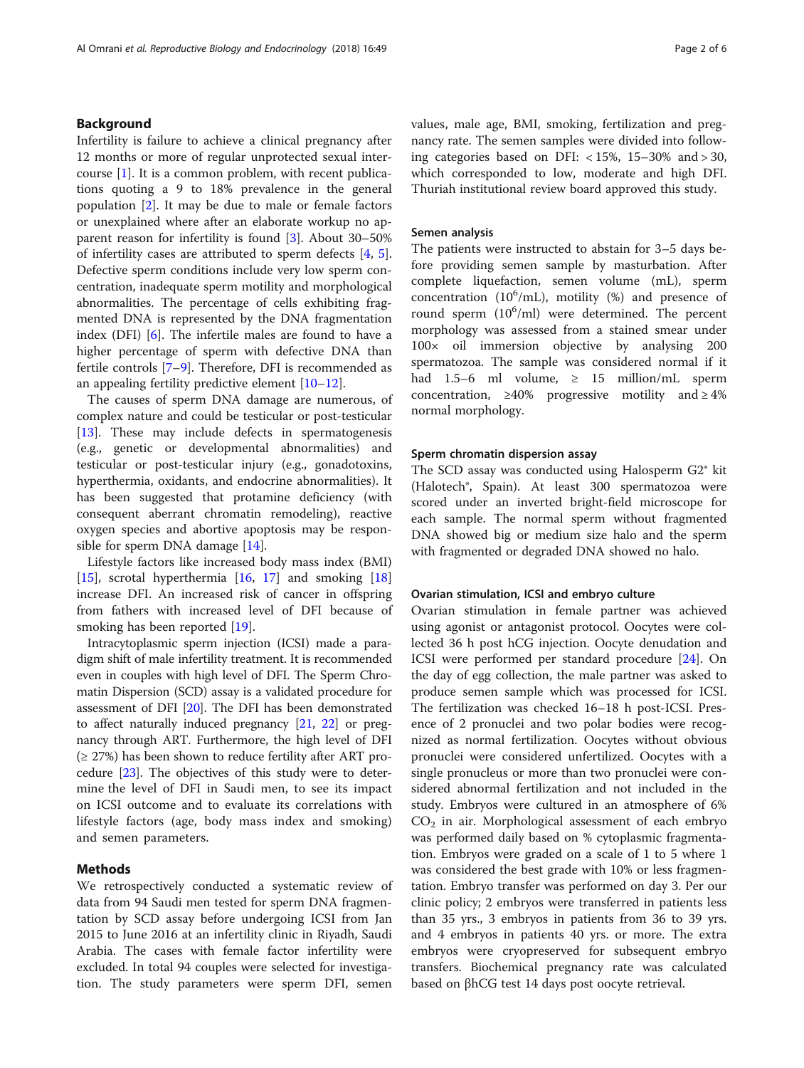## Background

Infertility is failure to achieve a clinical pregnancy after 12 months or more of regular unprotected sexual intercourse [1]. It is a common problem, with recent publications quoting a 9 to 18% prevalence in the general population [2]. It may be due to male or female factors or unexplained where after an elaborate workup no apparent reason for infertility is found [3]. About 30–50% of infertility cases are attributed to sperm defects [4, 5]. Defective sperm conditions include very low sperm concentration, inadequate sperm motility and morphological abnormalities. The percentage of cells exhibiting fragmented DNA is represented by the DNA fragmentation index (DFI) [6]. The infertile males are found to have a higher percentage of sperm with defective DNA than fertile controls [7–9]. Therefore, DFI is recommended as an appealing fertility predictive element [10–12].

The causes of sperm DNA damage are numerous, of complex nature and could be testicular or post-testicular [13]. These may include defects in spermatogenesis (e.g., genetic or developmental abnormalities) and testicular or post-testicular injury (e.g., gonadotoxins, hyperthermia, oxidants, and endocrine abnormalities). It has been suggested that protamine deficiency (with consequent aberrant chromatin remodeling), reactive oxygen species and abortive apoptosis may be responsible for sperm DNA damage [14].

Lifestyle factors like increased body mass index (BMI) [15], scrotal hyperthermia [16, 17] and smoking [18] increase DFI. An increased risk of cancer in offspring from fathers with increased level of DFI because of smoking has been reported [19].

Intracytoplasmic sperm injection (ICSI) made a paradigm shift of male infertility treatment. It is recommended even in couples with high level of DFI. The Sperm Chromatin Dispersion (SCD) assay is a validated procedure for assessment of DFI [20]. The DFI has been demonstrated to affect naturally induced pregnancy [21, 22] or pregnancy through ART. Furthermore, the high level of DFI (≥ 27%) has been shown to reduce fertility after ART procedure [23]. The objectives of this study were to determine the level of DFI in Saudi men, to see its impact on ICSI outcome and to evaluate its correlations with lifestyle factors (age, body mass index and smoking) and semen parameters.

## Methods

We retrospectively conducted a systematic review of data from 94 Saudi men tested for sperm DNA fragmentation by SCD assay before undergoing ICSI from Jan 2015 to June 2016 at an infertility clinic in Riyadh, Saudi Arabia. The cases with female factor infertility were excluded. In total 94 couples were selected for investigation. The study parameters were sperm DFI, semen values, male age, BMI, smoking, fertilization and pregnancy rate. The semen samples were divided into following categories based on DFI: < 15%, 15–30% and > 30, which corresponded to low, moderate and high DFI. Thuriah institutional review board approved this study.

### Semen analysis

The patients were instructed to abstain for 3–5 days before providing semen sample by masturbation. After complete liquefaction, semen volume (mL), sperm concentration ($10^6$/mL), motility (%) and presence of round sperm ($10^6$/ml) were determined. The percent morphology was assessed from a stained smear under 100× oil immersion objective by analysing 200 spermatozoa. The sample was considered normal if it had 1.5–6 ml volume, ≥ 15 million/mL sperm concentration, ≥40% progressive motility and ≥ 4% normal morphology.

### Sperm chromatin dispersion assay

The SCD assay was conducted using Halosperm G2® kit (Halotech®, Spain). At least 300 spermatozoa were scored under an inverted bright-field microscope for each sample. The normal sperm without fragmented DNA showed big or medium size halo and the sperm with fragmented or degraded DNA showed no halo.

### Ovarian stimulation, ICSI and embryo culture

Ovarian stimulation in female partner was achieved using agonist or antagonist protocol. Oocytes were collected 36 h post hCG injection. Oocyte denudation and ICSI were performed per standard procedure [24]. On the day of egg collection, the male partner was asked to produce semen sample which was processed for ICSI. The fertilization was checked 16–18 h post-ICSI. Presence of 2 pronuclei and two polar bodies were recognized as normal fertilization. Oocytes without obvious pronuclei were considered unfertilized. Oocytes with a single pronucleus or more than two pronuclei were considered abnormal fertilization and not included in the study. Embryos were cultured in an atmosphere of 6% $CO_2$ in air. Morphological assessment of each embryo was performed daily based on % cytoplasmic fragmentation. Embryos were graded on a scale of 1 to 5 where 1 was considered the best grade with 10% or less fragmentation. Embryo transfer was performed on day 3. Per our clinic policy; 2 embryos were transferred in patients less than 35 yrs., 3 embryos in patients from 36 to 39 yrs. and 4 embryos in patients 40 yrs. or more. The extra embryos were cryopreserved for subsequent embryo transfers. Biochemical pregnancy rate was calculated based on βhCG test 14 days post oocyte retrieval.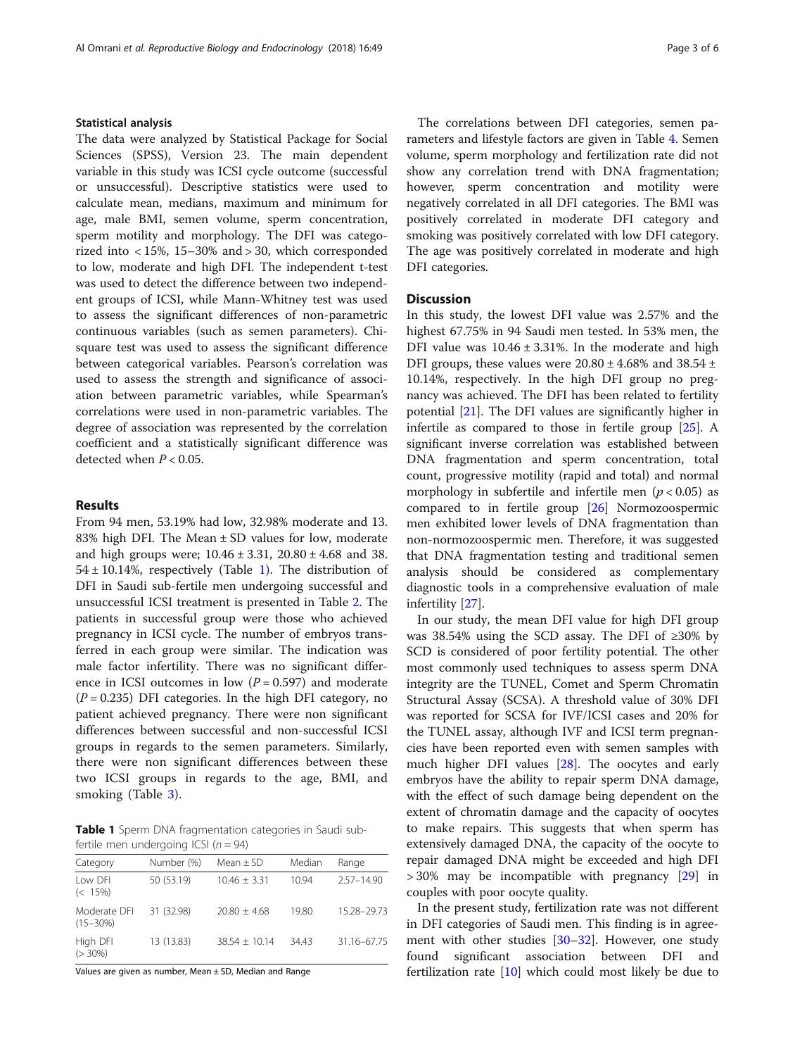### Statistical analysis

The data were analyzed by Statistical Package for Social Sciences (SPSS), Version 23. The main dependent variable in this study was ICSI cycle outcome (successful or unsuccessful). Descriptive statistics were used to calculate mean, medians, maximum and minimum for age, male BMI, semen volume, sperm concentration, sperm motility and morphology. The DFI was categorized into < 15%, 15–30% and > 30, which corresponded to low, moderate and high DFI. The independent t-test was used to detect the difference between two independent groups of ICSI, while Mann-Whitney test was used to assess the significant differences of non-parametric continuous variables (such as semen parameters). Chi-square test was used to assess the significant difference between categorical variables. Pearson's correlation was used to assess the strength and significance of association between parametric variables, while Spearman's correlations were used in non-parametric variables. The degree of association was represented by the correlation coefficient and a statistically significant difference was detected when $P < 0.05$.

## Results

From 94 men, 53.19% had low, 32.98% moderate and 13.83% high DFI. The Mean ± SD values for low, moderate and high groups were; 10.46 ± 3.31, 20.80 ± 4.68 and 38.54 ± 10.14%, respectively (Table 1). The distribution of DFI in Saudi sub-fertile men undergoing successful and unsuccessful ICSI treatment is presented in Table 2. The patients in successful group were those who achieved pregnancy in ICSI cycle. The number of embryos transferred in each group were similar. The indication was male factor infertility. There was no significant difference in ICSI outcomes in low ($P = 0.597$) and moderate ($P = 0.235$) DFI categories. In the high DFI category, no patient achieved pregnancy. There were non significant differences between successful and non-successful ICSI groups in regards to the semen parameters. Similarly, there were non significant differences between these two ICSI groups in regards to the age, BMI, and smoking (Table 3).

**Table 1** Sperm DNA fragmentation categories in Saudi sub-fertile men undergoing ICSI ($n = 94$)

| Category | Number (%) | Mean ± SD | Median | Range |
|---|---|---|---|---|
| Low DFI (< 15%) | 50 (53.19) | 10.46 ± 3.31 | 10.94 | 2.57–14.90 |
| Moderate DFI (15–30%) | 31 (32.98) | 20.80 ± 4.68 | 19.80 | 15.28–29.73 |
| High DFI (> 30%) | 13 (13.83) | 38.54 ± 10.14 | 34.43 | 31.16–67.75 |

Values are given as number, Mean ± SD, Median and Range

The correlations between DFI categories, semen parameters and lifestyle factors are given in Table 4. Semen volume, sperm morphology and fertilization rate did not show any correlation trend with DNA fragmentation; however, sperm concentration and motility were negatively correlated in all DFI categories. The BMI was positively correlated in moderate DFI category and smoking was positively correlated with low DFI category. The age was positively correlated in moderate and high DFI categories.

## Discussion

In this study, the lowest DFI value was 2.57% and the highest 67.75% in 94 Saudi men tested. In 53% men, the DFI value was 10.46 ± 3.31%. In the moderate and high DFI groups, these values were 20.80 ± 4.68% and 38.54 ± 10.14%, respectively. In the high DFI group no pregnancy was achieved. The DFI has been related to fertility potential [21]. The DFI values are significantly higher in infertile as compared to those in fertile group [25]. A significant inverse correlation was established between DNA fragmentation and sperm concentration, total count, progressive motility (rapid and total) and normal morphology in subfertile and infertile men ($p < 0.05$) as compared to in fertile group [26] Normozoospermic men exhibited lower levels of DNA fragmentation than non-normozoospermic men. Therefore, it was suggested that DNA fragmentation testing and traditional semen analysis should be considered as complementary diagnostic tools in a comprehensive evaluation of male infertility [27].

In our study, the mean DFI value for high DFI group was 38.54% using the SCD assay. The DFI of ≥30% by SCD is considered of poor fertility potential. The other most commonly used techniques to assess sperm DNA integrity are the TUNEL, Comet and Sperm Chromatin Structural Assay (SCSA). A threshold value of 30% DFI was reported for SCSA for IVF/ICSI cases and 20% for the TUNEL assay, although IVF and ICSI term pregnancies have been reported even with semen samples with much higher DFI values [28]. The oocytes and early embryos have the ability to repair sperm DNA damage, with the effect of such damage being dependent on the extent of chromatin damage and the capacity of oocytes to make repairs. This suggests that when sperm has extensively damaged DNA, the capacity of the oocyte to repair damaged DNA might be exceeded and high DFI > 30% may be incompatible with pregnancy [29] in couples with poor oocyte quality.

In the present study, fertilization rate was not different in DFI categories of Saudi men. This finding is in agreement with other studies [30–32]. However, one study found significant association between DFI and fertilization rate [10] which could most likely be due to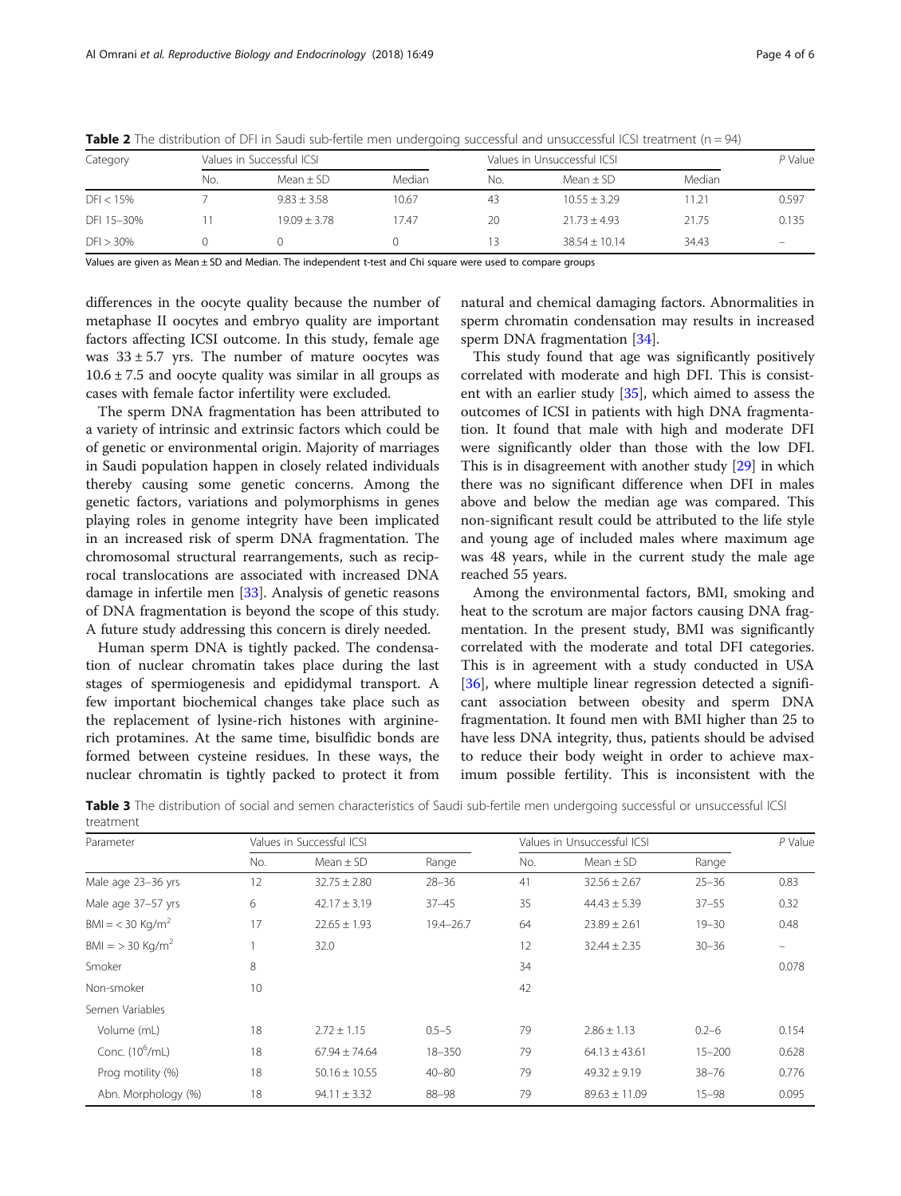**Table 2** The distribution of DFI in Saudi sub-fertile men undergoing successful and unsuccessful ICSI treatment (n = 94)

| Category | Values in Successful ICSI | | | Values in Unsuccessful ICSI | | | P Value |
|---|---|---|---|---|---|---|---|
| | No. | Mean ± SD | Median | No. | Mean ± SD | Median | |
| DFI < 15% | 7 | 9.83 ± 3.58 | 10.67 | 43 | 10.55 ± 3.29 | 11.21 | 0.597 |
| DFI 15–30% | 11 | 19.09 ± 3.78 | 17.47 | 20 | 21.73 ± 4.93 | 21.75 | 0.135 |
| DFI > 30% | 0 | 0 | 0 | 13 | 38.54 ± 10.14 | 34.43 | – |

Values are given as Mean ± SD and Median. The independent t-test and Chi square were used to compare groups

differences in the oocyte quality because the number of metaphase II oocytes and embryo quality are important factors affecting ICSI outcome. In this study, female age was 33 ± 5.7 yrs. The number of mature oocytes was 10.6 ± 7.5 and oocyte quality was similar in all groups as cases with female factor infertility were excluded.

The sperm DNA fragmentation has been attributed to a variety of intrinsic and extrinsic factors which could be of genetic or environmental origin. Majority of marriages in Saudi population happen in closely related individuals thereby causing some genetic concerns. Among the genetic factors, variations and polymorphisms in genes playing roles in genome integrity have been implicated in an increased risk of sperm DNA fragmentation. The chromosomal structural rearrangements, such as reciprocal translocations are associated with increased DNA damage in infertile men [33]. Analysis of genetic reasons of DNA fragmentation is beyond the scope of this study. A future study addressing this concern is direly needed.

Human sperm DNA is tightly packed. The condensation of nuclear chromatin takes place during the last stages of spermiogenesis and epididymal transport. A few important biochemical changes take place such as the replacement of lysine-rich histones with arginine-rich protamines. At the same time, bisulfidic bonds are formed between cysteine residues. In these ways, the nuclear chromatin is tightly packed to protect it from natural and chemical damaging factors. Abnormalities in sperm chromatin condensation may results in increased sperm DNA fragmentation [34].

This study found that age was significantly positively correlated with moderate and high DFI. This is consistent with an earlier study [35], which aimed to assess the outcomes of ICSI in patients with high DNA fragmentation. It found that male with high and moderate DFI were significantly older than those with the low DFI. This is in disagreement with another study [29] in which there was no significant difference when DFI in males above and below the median age was compared. This non-significant result could be attributed to the life style and young age of included males where maximum age was 48 years, while in the current study the male age reached 55 years.

Among the environmental factors, BMI, smoking and heat to the scrotum are major factors causing DNA fragmentation. In the present study, BMI was significantly correlated with the moderate and total DFI categories. This is in agreement with a study conducted in USA [36], where multiple linear regression detected a significant association between obesity and sperm DNA fragmentation. It found men with BMI higher than 25 to have less DNA integrity, thus, patients should be advised to reduce their body weight in order to achieve maximum possible fertility. This is inconsistent with the

**Table 3** The distribution of social and semen characteristics of Saudi sub-fertile men undergoing successful or unsuccessful ICSI treatment

| Parameter | Values in Successful ICSI | | | Values in Unsuccessful ICSI | | | P Value |
|---|---|---|---|---|---|---|---|
| | No. | Mean ± SD | Range | No. | Mean ± SD | Range | |
| Male age 23–36 yrs | 12 | 32.75 ± 2.80 | 28–36 | 41 | 32.56 ± 2.67 | 25–36 | 0.83 |
| Male age 37–57 yrs | 6 | 42.17 ± 3.19 | 37–45 | 35 | 44.43 ± 5.39 | 37–55 | 0.32 |
| BMI = < 30 Kg/m$^2$ | 17 | 22.65 ± 1.93 | 19.4–26.7 | 64 | 23.89 ± 2.61 | 19–30 | 0.48 |
| BMI = > 30 Kg/m$^2$ | 1 | 32.0 | | 12 | 32.44 ± 2.35 | 30–36 | – |
| Smoker | 8 | | | 34 | | | 0.078 |
| Non-smoker | 10 | | | 42 | | | |
| Semen Variables | | | | | | | |
| Volume (mL) | 18 | 2.72 ± 1.15 | 0.5–5 | 79 | 2.86 ± 1.13 | 0.2–6 | 0.154 |
| Conc. (10$^6$/mL) | 18 | 67.94 ± 74.64 | 18–350 | 79 | 64.13 ± 43.61 | 15–200 | 0.628 |
| Prog motility (%) | 18 | 50.16 ± 10.55 | 40–80 | 79 | 49.32 ± 9.19 | 38–76 | 0.776 |
| Abn. Morphology (%) | 18 | 94.11 ± 3.32 | 88–98 | 79 | 89.63 ± 11.09 | 15–98 | 0.095 |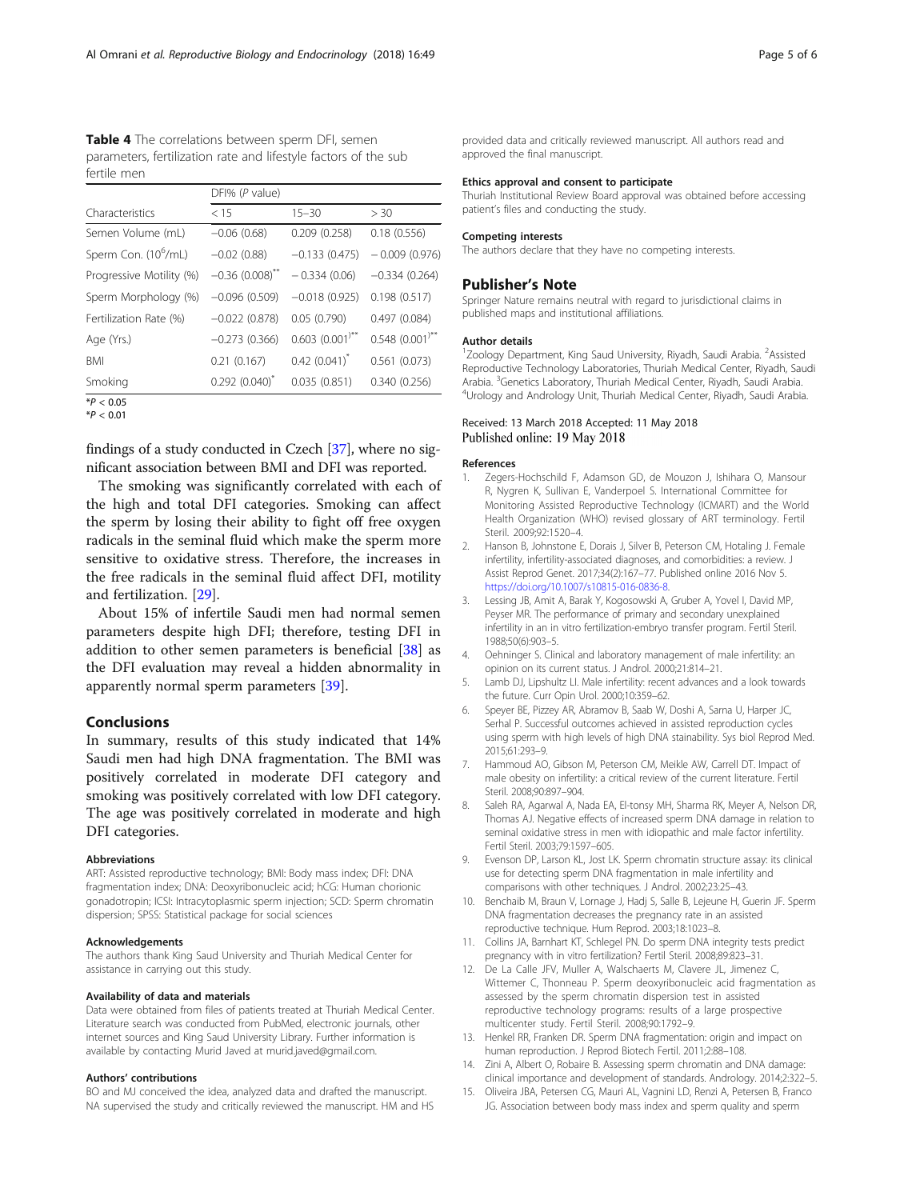**Table 4** The correlations between sperm DFI, semen parameters, fertilization rate and lifestyle factors of the sub fertile men

| | DFI% (*P* value) | | |
|---|---|---|---|
| Characteristics | < 15 | 15–30 | > 30 |
| Semen Volume (mL) | −0.06 (0.68) | 0.209 (0.258) | 0.18 (0.556) |
| Sperm Con. ($10^6$/mL) | −0.02 (0.88) | −0.133 (0.475) | − 0.009 (0.976) |
| Progressive Motility (%) | −0.36 (0.008)** | − 0.334 (0.06) | −0.334 (0.264) |
| Sperm Morphology (%) | −0.096 (0.509) | −0.018 (0.925) | 0.198 (0.517) |
| Fertilization Rate (%) | −0.022 (0.878) | 0.05 (0.790) | 0.497 (0.084) |
| Age (Yrs.) | −0.273 (0.366) | 0.603 (0.001)** | 0.548 (0.001)** |
| BMI | 0.21 (0.167) | 0.42 (0.041)* | 0.561 (0.073) |
| Smoking | 0.292 (0.040)* | 0.035 (0.851) | 0.340 (0.256) |

*$P < 0.05$
*$P < 0.01$

findings of a study conducted in Czech [37], where no significant association between BMI and DFI was reported.

The smoking was significantly correlated with each of the high and total DFI categories. Smoking can affect the sperm by losing their ability to fight off free oxygen radicals in the seminal fluid which make the sperm more sensitive to oxidative stress. Therefore, the increases in the free radicals in the seminal fluid affect DFI, motility and fertilization. [29].

About 15% of infertile Saudi men had normal semen parameters despite high DFI; therefore, testing DFI in addition to other semen parameters is beneficial [38] as the DFI evaluation may reveal a hidden abnormality in apparently normal sperm parameters [39].

## Conclusions

In summary, results of this study indicated that 14% Saudi men had high DNA fragmentation. The BMI was positively correlated in moderate DFI category and smoking was positively correlated with low DFI category. The age was positively correlated in moderate and high DFI categories.

### Abbreviations

ART: Assisted reproductive technology; BMI: Body mass index; DFI: DNA fragmentation index; DNA: Deoxyribonucleic acid; hCG: Human chorionic gonadotropin; ICSI: Intracytoplasmic sperm injection; SCD: Sperm chromatin dispersion; SPSS: Statistical package for social sciences

### Acknowledgements

The authors thank King Saud University and Thuriah Medical Center for assistance in carrying out this study.

### Availability of data and materials

Data were obtained from files of patients treated at Thuriah Medical Center. Literature search was conducted from PubMed, electronic journals, other internet sources and King Saud University Library. Further information is available by contacting Murid Javed at murid.javed@gmail.com.

### Authors' contributions

BO and MJ conceived the idea, analyzed data and drafted the manuscript. NA supervised the study and critically reviewed the manuscript. HM and HS provided data and critically reviewed manuscript. All authors read and approved the final manuscript.

### Ethics approval and consent to participate

Thuriah Institutional Review Board approval was obtained before accessing patient's files and conducting the study.

### Competing interests

The authors declare that they have no competing interests.

## Publisher's Note

Springer Nature remains neutral with regard to jurisdictional claims in published maps and institutional affiliations.

### Author details

[1]Zoology Department, King Saud University, Riyadh, Saudi Arabia. [2]Assisted Reproductive Technology Laboratories, Thuriah Medical Center, Riyadh, Saudi Arabia. [3]Genetics Laboratory, Thuriah Medical Center, Riyadh, Saudi Arabia. [4]Urology and Andrology Unit, Thuriah Medical Center, Riyadh, Saudi Arabia.

Received: 13 March 2018 Accepted: 11 May 2018
Published online: 19 May 2018

### References

1. Zegers-Hochschild F, Adamson GD, de Mouzon J, Ishihara O, Mansour R, Nygren K, Sullivan E, Vanderpoel S. International Committee for Monitoring Assisted Reproductive Technology (ICMART) and the World Health Organization (WHO) revised glossary of ART terminology. Fertil Steril. 2009;92:1520–4.
2. Hanson B, Johnstone E, Dorais J, Silver B, Peterson CM, Hotaling J. Female infertility, infertility-associated diagnoses, and comorbidities: a review. J Assist Reprod Genet. 2017;34(2):167–77. Published online 2016 Nov 5. https://doi.org/10.1007/s10815-016-0836-8.
3. Lessing JB, Amit A, Barak Y, Kogosowski A, Gruber A, Yovel I, David MP, Peyser MR. The performance of primary and secondary unexplained infertility in an in vitro fertilization-embryo transfer program. Fertil Steril. 1988;50(6):903–5.
4. Oehninger S. Clinical and laboratory management of male infertility: an opinion on its current status. J Androl. 2000;21:814–21.
5. Lamb DJ, Lipshultz LI. Male infertility: recent advances and a look towards the future. Curr Opin Urol. 2000;10:359–62.
6. Speyer BE, Pizzey AR, Abramov B, Saab W, Doshi A, Sarna U, Harper JC, Serhal P. Successful outcomes achieved in assisted reproduction cycles using sperm with high levels of high DNA stainability. Sys biol Reprod Med. 2015;61:293–9.
7. Hammoud AO, Gibson M, Peterson CM, Meikle AW, Carrell DT. Impact of male obesity on infertility: a critical review of the current literature. Fertil Steril. 2008;90:897–904.
8. Saleh RA, Agarwal A, Nada EA, El-tonsy MH, Sharma RK, Meyer A, Nelson DR, Thomas AJ. Negative effects of increased sperm DNA damage in relation to seminal oxidative stress in men with idiopathic and male factor infertility. Fertil Steril. 2003;79:1597–605.
9. Evenson DP, Larson KL, Jost LK. Sperm chromatin structure assay: its clinical use for detecting sperm DNA fragmentation in male infertility and comparisons with other techniques. J Androl. 2002;23:25–43.
10. Benchaib M, Braun V, Lornage J, Hadj S, Salle B, Lejeune H, Guerin JF. Sperm DNA fragmentation decreases the pregnancy rate in an assisted reproductive technique. Hum Reprod. 2003;18:1023–8.
11. Collins JA, Barnhart KT, Schlegel PN. Do sperm DNA integrity tests predict pregnancy with in vitro fertilization? Fertil Steril. 2008;89:823–31.
12. De La Calle JFV, Muller A, Walschaerts M, Clavere JL, Jimenez C, Wittemer C, Thonneau P. Sperm deoxyribonucleic acid fragmentation as assessed by the sperm chromatin dispersion test in assisted reproductive technology programs: results of a large prospective multicenter study. Fertil Steril. 2008;90:1792–9.
13. Henkel RR, Franken DR. Sperm DNA fragmentation: origin and impact on human reproduction. J Reprod Biotech Fertil. 2011;2:88–108.
14. Zini A, Albert O, Robaire B. Assessing sperm chromatin and DNA damage: clinical importance and development of standards. Andrology. 2014;2:322–5.
15. Oliveira JBA, Petersen CG, Mauri AL, Vagnini LD, Renzi A, Petersen B, Franco JG. Association between body mass index and sperm quality and sperm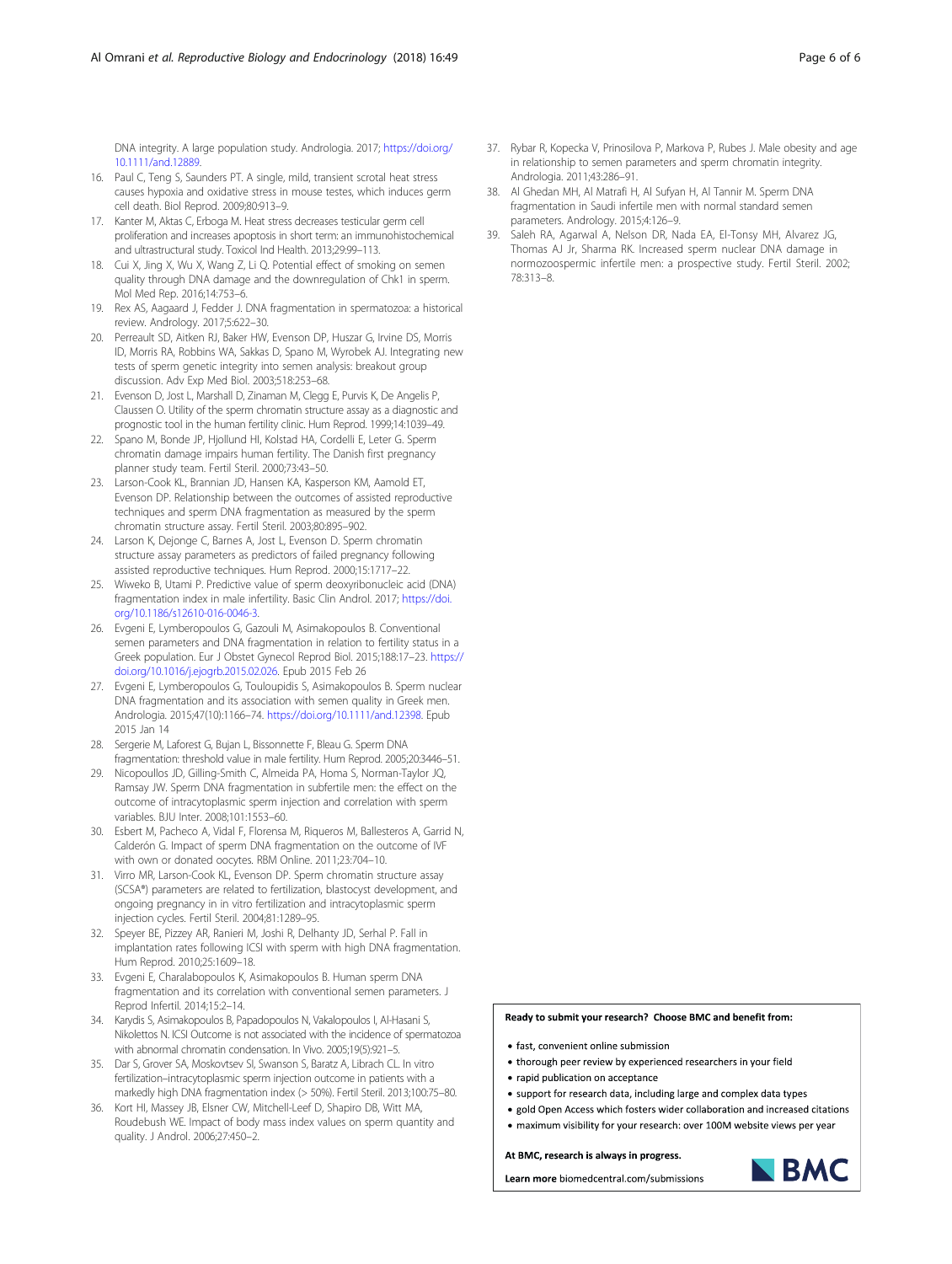DNA integrity. A large population study. Andrologia. 2017; https://doi.org/10.1111/and.12889.

16. Paul C, Teng S, Saunders PT. A single, mild, transient scrotal heat stress causes hypoxia and oxidative stress in mouse testes, which induces germ cell death. Biol Reprod. 2009;80:913–9.
17. Kanter M, Aktas C, Erboga M. Heat stress decreases testicular germ cell proliferation and increases apoptosis in short term: an immunohistochemical and ultrastructural study. Toxicol Ind Health. 2013;29:99–113.
18. Cui X, Jing X, Wu X, Wang Z, Li Q. Potential effect of smoking on semen quality through DNA damage and the downregulation of Chk1 in sperm. Mol Med Rep. 2016;14:753–6.
19. Rex AS, Aagaard J, Fedder J. DNA fragmentation in spermatozoa: a historical review. Andrology. 2017;5:622–30.
20. Perreault SD, Aitken RJ, Baker HW, Evenson DP, Huszar G, Irvine DS, Morris ID, Morris RA, Robbins WA, Sakkas D, Spano M, Wyrobek AJ. Integrating new tests of sperm genetic integrity into semen analysis: breakout group discussion. Adv Exp Med Biol. 2003;518:253–68.
21. Evenson D, Jost L, Marshall D, Zinaman M, Clegg E, Purvis K, De Angelis P, Claussen O. Utility of the sperm chromatin structure assay as a diagnostic and prognostic tool in the human fertility clinic. Hum Reprod. 1999;14:1039–49.
22. Spano M, Bonde JP, Hjollund HI, Kolstad HA, Cordelli E, Leter G. Sperm chromatin damage impairs human fertility. The Danish first pregnancy planner study team. Fertil Steril. 2000;73:43–50.
23. Larson-Cook KL, Brannian JD, Hansen KA, Kasperson KM, Aamold ET, Evenson DP. Relationship between the outcomes of assisted reproductive techniques and sperm DNA fragmentation as measured by the sperm chromatin structure assay. Fertil Steril. 2003;80:895–902.
24. Larson K, Dejonge C, Barnes A, Jost L, Evenson D. Sperm chromatin structure assay parameters as predictors of failed pregnancy following assisted reproductive techniques. Hum Reprod. 2000;15:1717–22.
25. Wiweko B, Utami P. Predictive value of sperm deoxyribonucleic acid (DNA) fragmentation index in male infertility. Basic Clin Androl. 2017; https://doi.org/10.1186/s12610-016-0046-3.
26. Evgeni E, Lymberopoulos G, Gazouli M, Asimakopoulos B. Conventional semen parameters and DNA fragmentation in relation to fertility status in a Greek population. Eur J Obstet Gynecol Reprod Biol. 2015;188:17–23. https://doi.org/10.1016/j.ejogrb.2015.02.026. Epub 2015 Feb 26
27. Evgeni E, Lymberopoulos G, Touloupidis S, Asimakopoulos B. Sperm nuclear DNA fragmentation and its association with semen quality in Greek men. Andrologia. 2015;47(10):1166–74. https://doi.org/10.1111/and.12398. Epub 2015 Jan 14
28. Sergerie M, Laforest G, Bujan L, Bissonnette F, Bleau G. Sperm DNA fragmentation: threshold value in male fertility. Hum Reprod. 2005;20:3446–51.
29. Nicopoullos JD, Gilling-Smith C, Almeida PA, Homa S, Norman-Taylor JQ, Ramsay JW. Sperm DNA fragmentation in subfertile men: the effect on the outcome of intracytoplasmic sperm injection and correlation with sperm variables. BJU Inter. 2008;101:1553–60.
30. Esbert M, Pacheco A, Vidal F, Florensa M, Riqueros M, Ballesteros A, Garrid N, Calderón G. Impact of sperm DNA fragmentation on the outcome of IVF with own or donated oocytes. RBM Online. 2011;23:704–10.
31. Virro MR, Larson-Cook KL, Evenson DP. Sperm chromatin structure assay (SCSA®) parameters are related to fertilization, blastocyst development, and ongoing pregnancy in in vitro fertilization and intracytoplasmic sperm injection cycles. Fertil Steril. 2004;81:1289–95.
32. Speyer BE, Pizzey AR, Ranieri M, Joshi R, Delhanty JD, Serhal P. Fall in implantation rates following ICSI with sperm with high DNA fragmentation. Hum Reprod. 2010;25:1609–18.
33. Evgeni E, Charalabopoulos K, Asimakopoulos B. Human sperm DNA fragmentation and its correlation with conventional semen parameters. J Reprod Infertil. 2014;15:2–14.
34. Karydis S, Asimakopoulos B, Papadopoulos N, Vakalopoulos I, Al-Hasani S, Nikolettos N. ICSI Outcome is not associated with the incidence of spermatozoa with abnormal chromatin condensation. In Vivo. 2005;19(5):921–5.
35. Dar S, Grover SA, Moskovtsev SI, Swanson S, Baratz A, Librach CL. In vitro fertilization–intracytoplasmic sperm injection outcome in patients with a markedly high DNA fragmentation index (> 50%). Fertil Steril. 2013;100:75–80.
36. Kort HI, Massey JB, Elsner CW, Mitchell-Leef D, Shapiro DB, Witt MA, Roudebush WE. Impact of body mass index values on sperm quantity and quality. J Androl. 2006;27:450–2.
37. Rybar R, Kopecka V, Prinosilova P, Markova P, Rubes J. Male obesity and age in relationship to semen parameters and sperm chromatin integrity. Andrologia. 2011;43:286–91.
38. Al Ghedan MH, Al Matrafi H, Al Sufyan H, Al Tannir M. Sperm DNA fragmentation in Saudi infertile men with normal standard semen parameters. Andrology. 2015;4:126–9.
39. Saleh RA, Agarwal A, Nelson DR, Nada EA, El-Tonsy MH, Alvarez JG, Thomas AJ Jr, Sharma RK. Increased sperm nuclear DNA damage in normozoospermic infertile men: a prospective study. Fertil Steril. 2002;78:313–8.

**Ready to submit your research? Choose BMC and benefit from:**

- fast, convenient online submission
- thorough peer review by experienced researchers in your field
- rapid publication on acceptance
- support for research data, including large and complex data types
- gold Open Access which fosters wider collaboration and increased citations
- maximum visibility for your research: over 100M website views per year

**At BMC, research is always in progress.**

**Learn more** biomedcentral.com/submissions

BMC